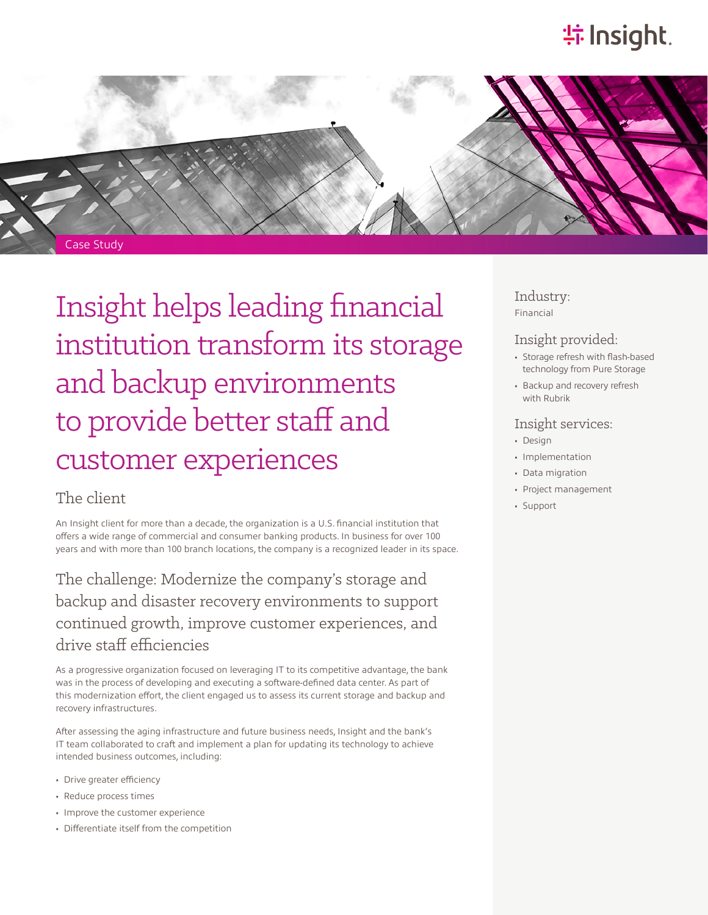Case Study

# Insight helps leading financial institution transform its storage and backup environments to provide better staff and customer experiences

## The client

An Insight client for more than a decade, the organization is a U.S. financial institution that offers a wide range of commercial and consumer banking products. In business for over 100 years and with more than 100 branch locations, the company is a recognized leader in its space.

## The challenge: Modernize the company's storage and backup and disaster recovery environments to support continued growth, improve customer experiences, and drive staff efficiencies

As a progressive organization focused on leveraging IT to its competitive advantage, the bank was in the process of developing and executing a software-defined data center. As part of this modernization effort, the client engaged us to assess its current storage and backup and recovery infrastructures.

After assessing the aging infrastructure and future business needs, Insight and the bank's IT team collaborated to craft and implement a plan for updating its technology to achieve intended business outcomes, including:

- Drive greater efficiency
- Reduce process times
- Improve the customer experience
- Differentiate itself from the competition

### Industry:

Financial

### Insight provided:

- Storage refresh with flash-based technology from Pure Storage
- Backup and recovery refresh with Rubrik

### Insight services:

- Design
- Implementation
- Data migration
- Project management
- Support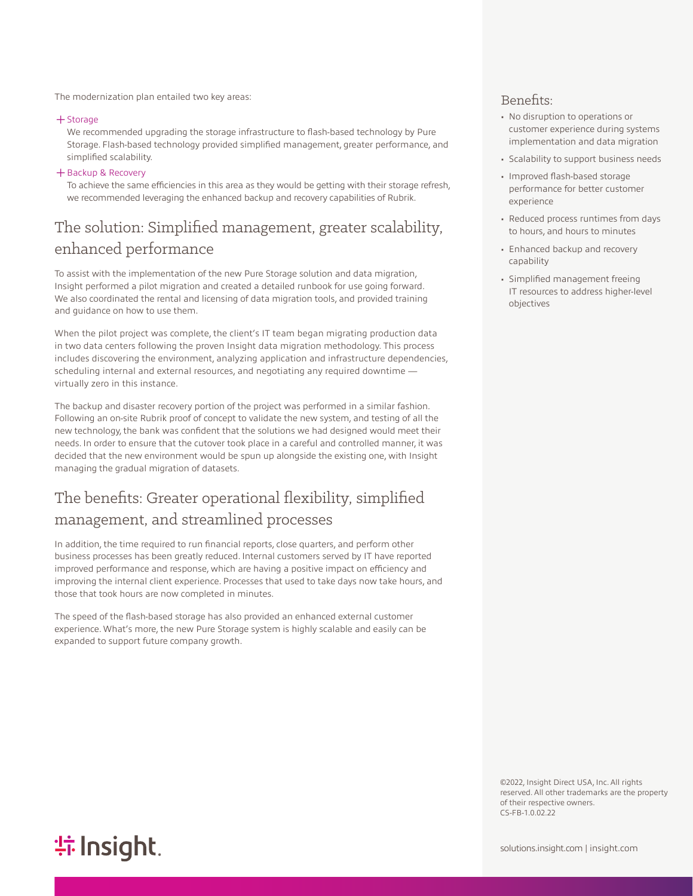The modernization plan entailed two key areas:

+ Storage

We recommended upgrading the storage infrastructure to flash-based technology by Pure Storage. Flash-based technology provided simplified management, greater performance, and simplified scalability.

+ Backup & Recovery

To achieve the same efficiencies in this area as they would be getting with their storage refresh, we recommended leveraging the enhanced backup and recovery capabilities of Rubrik.

## The solution: Simplified management, greater scalability, enhanced performance

To assist with the implementation of the new Pure Storage solution and data migration, Insight performed a pilot migration and created a detailed runbook for use going forward. We also coordinated the rental and licensing of data migration tools, and provided training and guidance on how to use them.

When the pilot project was complete, the client's IT team began migrating production data in two data centers following the proven Insight data migration methodology. This process includes discovering the environment, analyzing application and infrastructure dependencies, scheduling internal and external resources, and negotiating any required downtime — virtually zero in this instance.

The backup and disaster recovery portion of the project was performed in a similar fashion. Following an on-site Rubrik proof of concept to validate the new system, and testing of all the new technology, the bank was confident that the solutions we had designed would meet their needs. In order to ensure that the cutover took place in a careful and controlled manner, it was decided that the new environment would be spun up alongside the existing one, with Insight managing the gradual migration of datasets.

## The benefits: Greater operational flexibility, simplified management, and streamlined processes

In addition, the time required to run financial reports, close quarters, and perform other business processes has been greatly reduced. Internal customers served by IT have reported improved performance and response, which are having a positive impact on efficiency and improving the internal client experience. Processes that used to take days now take hours, and those that took hours are now completed in minutes.

The speed of the flash-based storage has also provided an enhanced external customer experience. What's more, the new Pure Storage system is highly scalable and easily can be expanded to support future company growth.

### Benefits:

- No disruption to operations or customer experience during systems implementation and data migration
- Scalability to support business needs
- Improved flash-based storage performance for better customer experience
- Reduced process runtimes from days to hours, and hours to minutes
- Enhanced backup and recovery capability
- Simplified management freeing IT resources to address higher-level objectives

©2022, Insight Direct USA, Inc. All rights reserved. All other trademarks are the property of their respective owners.
CS-FB-1.0.02.22

Insight.

solutions.insight.com | insight.com